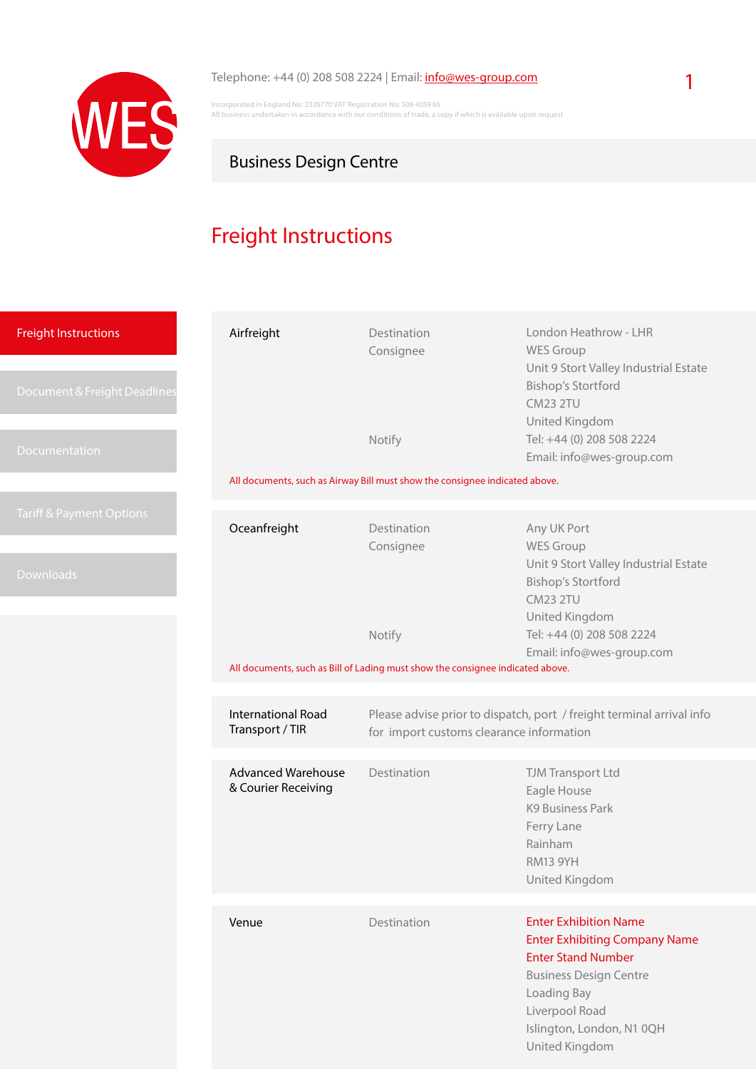Telephone: +44 (0) 208 508 2224 | Email: info@wes-group.com

Incorporated in England No: 2326770 VAT Registration No: 506 4059 65
All business undertaken in accordance with our conditions of trade, a copy if which is available upon request

## Business Design Centre

# Freight Instructions

- Freight Instructions
- Document & Freight Deadlines
- Documentation
- Tariff & Payment Options
- Downloads

### Airfreight

| | |
|---|---|
| Destination | London Heathrow - LHR |
| Consignee | WES Group<br>Unit 9 Stort Valley Industrial Estate<br>Bishop's Stortford<br>CM23 2TU<br>United Kingdom |
| Notify | Tel: +44 (0) 208 508 2224<br>Email: info@wes-group.com |

All documents, such as Airway Bill must show the consignee indicated above.

### Oceanfreight

| | |
|---|---|
| Destination | Any UK Port |
| Consignee | WES Group<br>Unit 9 Stort Valley Industrial Estate<br>Bishop's Stortford<br>CM23 2TU<br>United Kingdom |
| Notify | Tel: +44 (0) 208 508 2224<br>Email: info@wes-group.com |

All documents, such as Bill of Lading must show the consignee indicated above.

### International Road Transport / TIR

Please advise prior to dispatch, port / freight terminal arrival info for import customs clearance information

### Advanced Warehouse & Courier Receiving

| | |
|---|---|
| Destination | TJM Transport Ltd<br>Eagle House<br>K9 Business Park<br>Ferry Lane<br>Rainham<br>RM13 9YH<br>United Kingdom |

### Venue

| | |
|---|---|
| Destination | Enter Exhibition Name<br>Enter Exhibiting Company Name<br>Enter Stand Number<br>Business Design Centre<br>Loading Bay<br>Liverpool Road<br>Islington, London, N1 0QH<br>United Kingdom |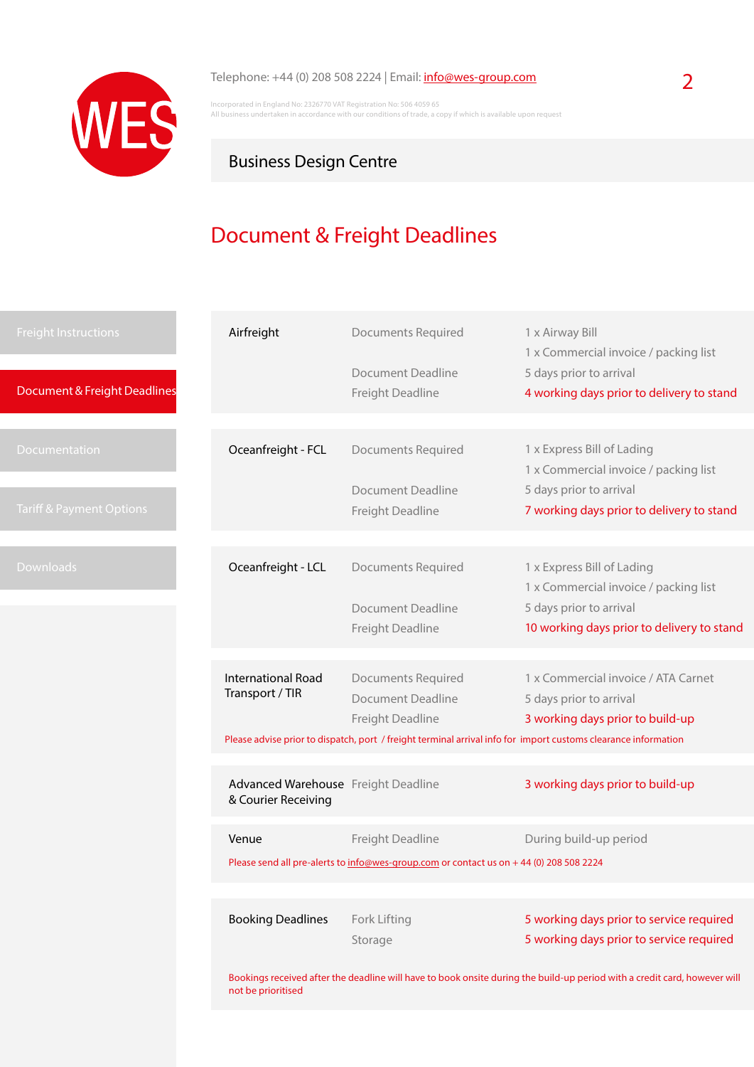Telephone: +44 (0) 208 508 2224 | Email: info@wes-group.com

Incorporated in England No: 2326770 VAT Registration No: 506 4059 65
All business undertaken in accordance with our conditions of trade, a copy if which is available upon request

## Business Design Centre

# Document & Freight Deadlines

- Freight Instructions
- Document & Freight Deadlines
- Documentation
- Tariff & Payment Options
- Downloads

| | | |
|---|---|---|
| **Airfreight** | Documents Required | 1 x Airway Bill<br>1 x Commercial invoice / packing list |
| | Document Deadline | 5 days prior to arrival |
| | Freight Deadline | 4 working days prior to delivery to stand |
| **Oceanfreight - FCL** | Documents Required | 1 x Express Bill of Lading<br>1 x Commercial invoice / packing list |
| | Document Deadline | 5 days prior to arrival |
| | Freight Deadline | 7 working days prior to delivery to stand |
| **Oceanfreight - LCL** | Documents Required | 1 x Express Bill of Lading<br>1 x Commercial invoice / packing list |
| | Document Deadline | 5 days prior to arrival |
| | Freight Deadline | 10 working days prior to delivery to stand |
| **International Road Transport / TIR** | Documents Required | 1 x Commercial invoice / ATA Carnet |
| | Document Deadline | 5 days prior to arrival |
| | Freight Deadline | 3 working days prior to build-up |

Please advise prior to dispatch, port / freight terminal arrival info for import customs clearance information

| | | |
|---|---|---|
| **Advanced Warehouse & Courier Receiving** | Freight Deadline | 3 working days prior to build-up |
| **Venue** | Freight Deadline | During build-up period |

Please send all pre-alerts to info@wes-group.com or contact us on + 44 (0) 208 508 2224

| | | |
|---|---|---|
| **Booking Deadlines** | Fork Lifting | 5 working days prior to service required |
| | Storage | 5 working days prior to service required |

Bookings received after the deadline will have to book onsite during the build-up period with a credit card, however will not be prioritised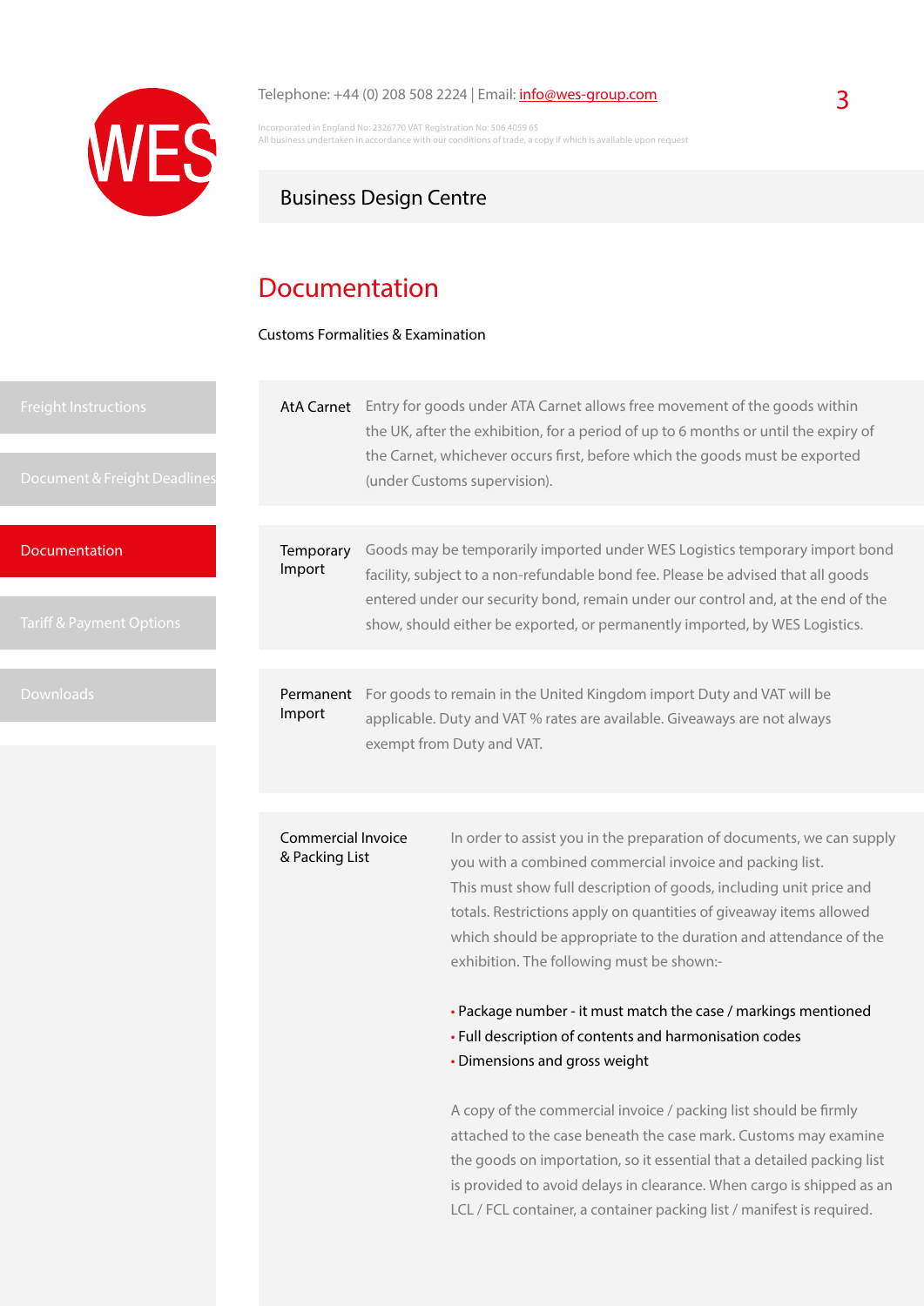Telephone: +44 (0) 208 508 2224 | Email: info@wes-group.com

Incorporated in England No: 2326770 VAT Registration No: 506 4059 65
All business undertaken in accordance with our conditions of trade, a copy if which is available upon request

Business Design Centre

- Freight Instructions
- Document & Freight Deadlines
- Documentation
- Tariff & Payment Options
- Downloads

# Documentation

Customs Formalities & Examination

**AtA Carnet**
Entry for goods under ATA Carnet allows free movement of the goods within the UK, after the exhibition, for a period of up to 6 months or until the expiry of the Carnet, whichever occurs first, before which the goods must be exported (under Customs supervision).

**Temporary Import**
Goods may be temporarily imported under WES Logistics temporary import bond facility, subject to a non-refundable bond fee. Please be advised that all goods entered under our security bond, remain under our control and, at the end of the show, should either be exported, or permanently imported, by WES Logistics.

**Permanent Import**
For goods to remain in the United Kingdom import Duty and VAT will be applicable. Duty and VAT % rates are available. Giveaways are not always exempt from Duty and VAT.

**Commercial Invoice & Packing List**
In order to assist you in the preparation of documents, we can supply you with a combined commercial invoice and packing list.
This must show full description of goods, including unit price and totals. Restrictions apply on quantities of giveaway items allowed which should be appropriate to the duration and attendance of the exhibition. The following must be shown:-

- Package number - it must match the case / markings mentioned
- Full description of contents and harmonisation codes
- Dimensions and gross weight

A copy of the commercial invoice / packing list should be firmly attached to the case beneath the case mark. Customs may examine the goods on importation, so it essential that a detailed packing list is provided to avoid delays in clearance. When cargo is shipped as an LCL / FCL container, a container packing list / manifest is required.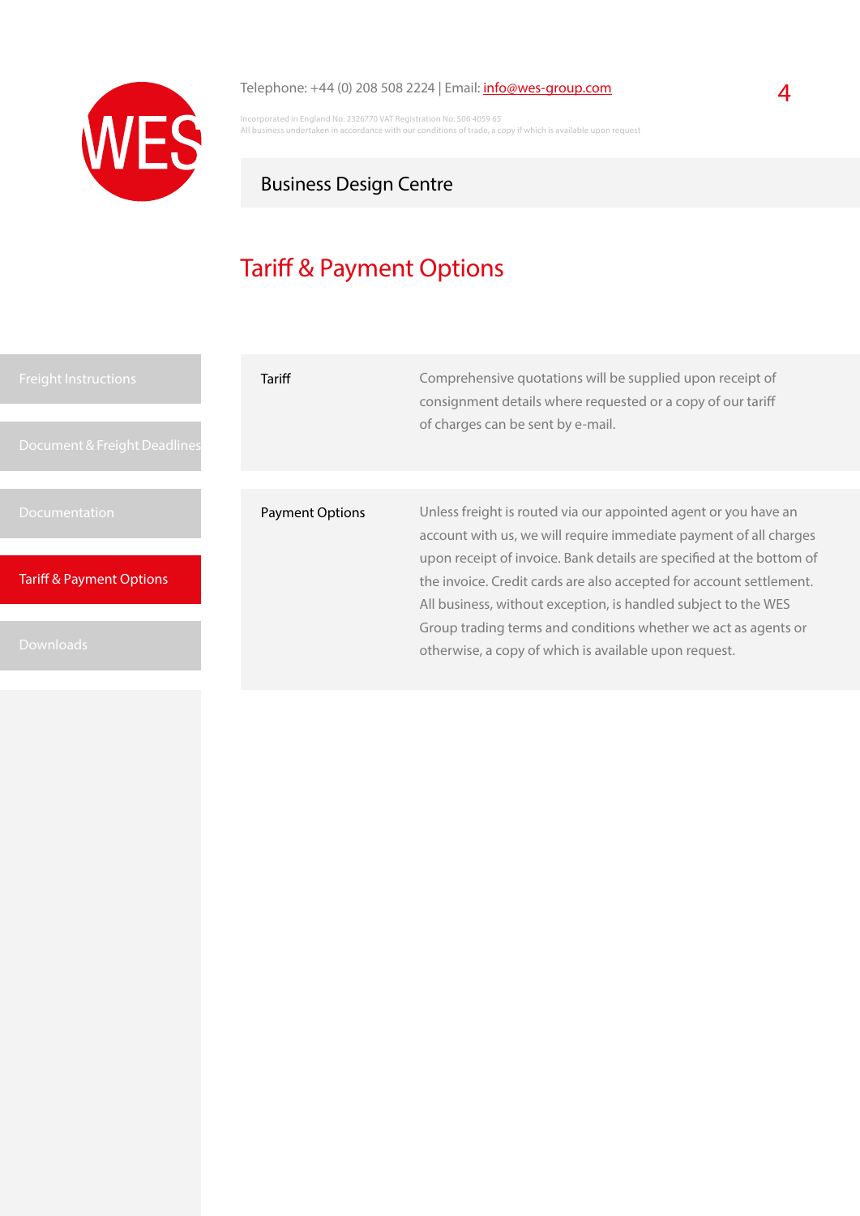Telephone: +44 (0) 208 508 2224 | Email: info@wes-group.com

Incorporated in England No: 2326770 VAT Registration No: 506 4059 65
All business undertaken in accordance with our conditions of trade, a copy if which is available upon request

Business Design Centre

# Tariff & Payment Options

- Freight Instructions
- Document & Freight Deadlines
- Documentation
- Tariff & Payment Options
- Downloads

| | |
|---|---|
| Tariff | Comprehensive quotations will be supplied upon receipt of consignment details where requested or a copy of our tariff of charges can be sent by e-mail. |
| Payment Options | Unless freight is routed via our appointed agent or you have an account with us, we will require immediate payment of all charges upon receipt of invoice. Bank details are specified at the bottom of the invoice. Credit cards are also accepted for account settlement. All business, without exception, is handled subject to the WES Group trading terms and conditions whether we act as agents or otherwise, a copy of which is available upon request. |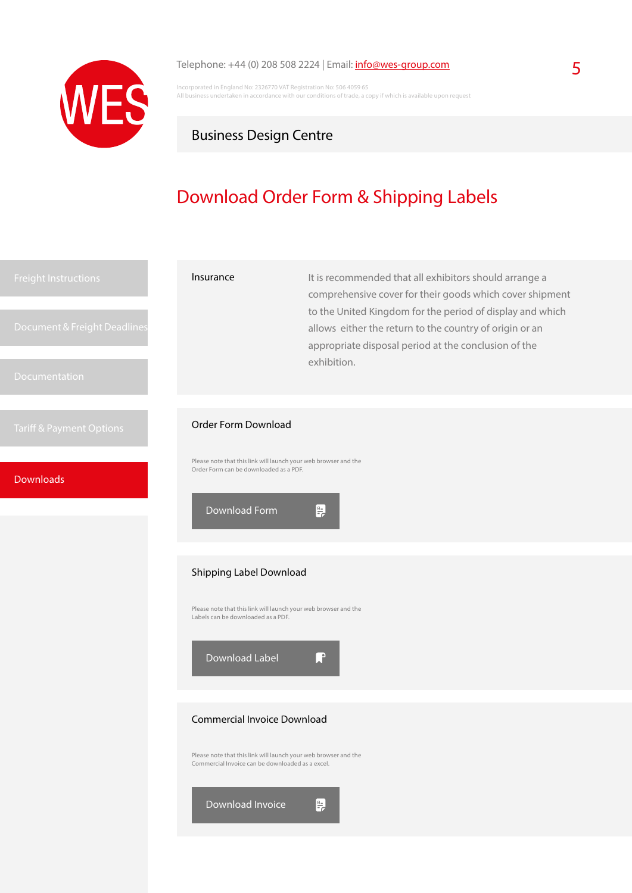Telephone: +44 (0) 208 508 2224 | Email: info@wes-group.com

Incorporated in England No: 2326770 VAT Registration No: 506 4059 65
All business undertaken in accordance with our conditions of trade, a copy if which is available upon request

## Business Design Centre

# Download Order Form & Shipping Labels

- Freight Instructions
- Document & Freight Deadlines
- Documentation
- Tariff & Payment Options
- Downloads

### Insurance

It is recommended that all exhibitors should arrange a comprehensive cover for their goods which cover shipment to the United Kingdom for the period of display and which allows either the return to the country of origin or an appropriate disposal period at the conclusion of the exhibition.

### Order Form Download

Please note that this link will launch your web browser and the Order Form can be downloaded as a PDF.

Download Form

### Shipping Label Download

Please note that this link will launch your web browser and the Labels can be downloaded as a PDF.

Download Label

### Commercial Invoice Download

Please note that this link will launch your web browser and the Commercial Invoice can be downloaded as a excel.

Download Invoice